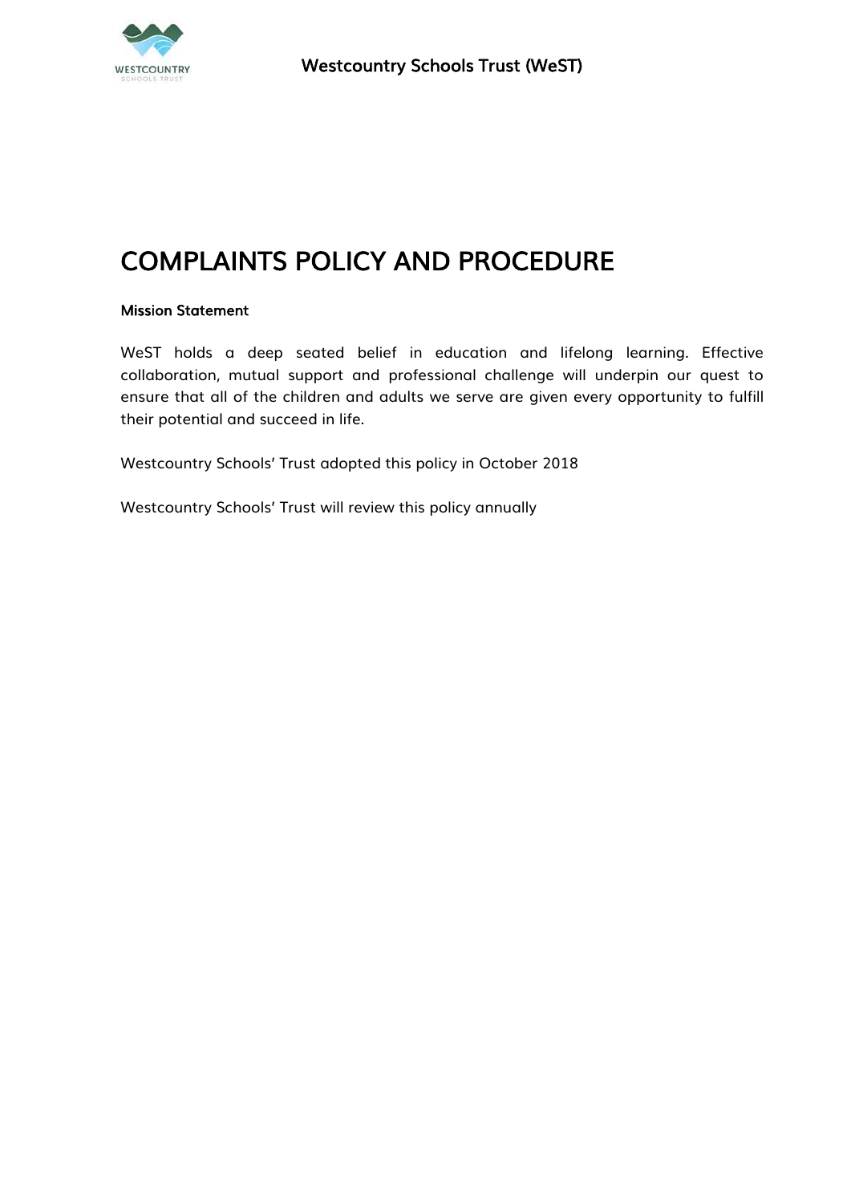Westcountry Schools Trust (WeST)

# COMPLAINTS POLICY AND PROCEDURE

**Mission Statement**

WeST holds a deep seated belief in education and lifelong learning. Effective collaboration, mutual support and professional challenge will underpin our quest to ensure that all of the children and adults we serve are given every opportunity to fulfill their potential and succeed in life.

Westcountry Schools' Trust adopted this policy in October 2018

Westcountry Schools' Trust will review this policy annually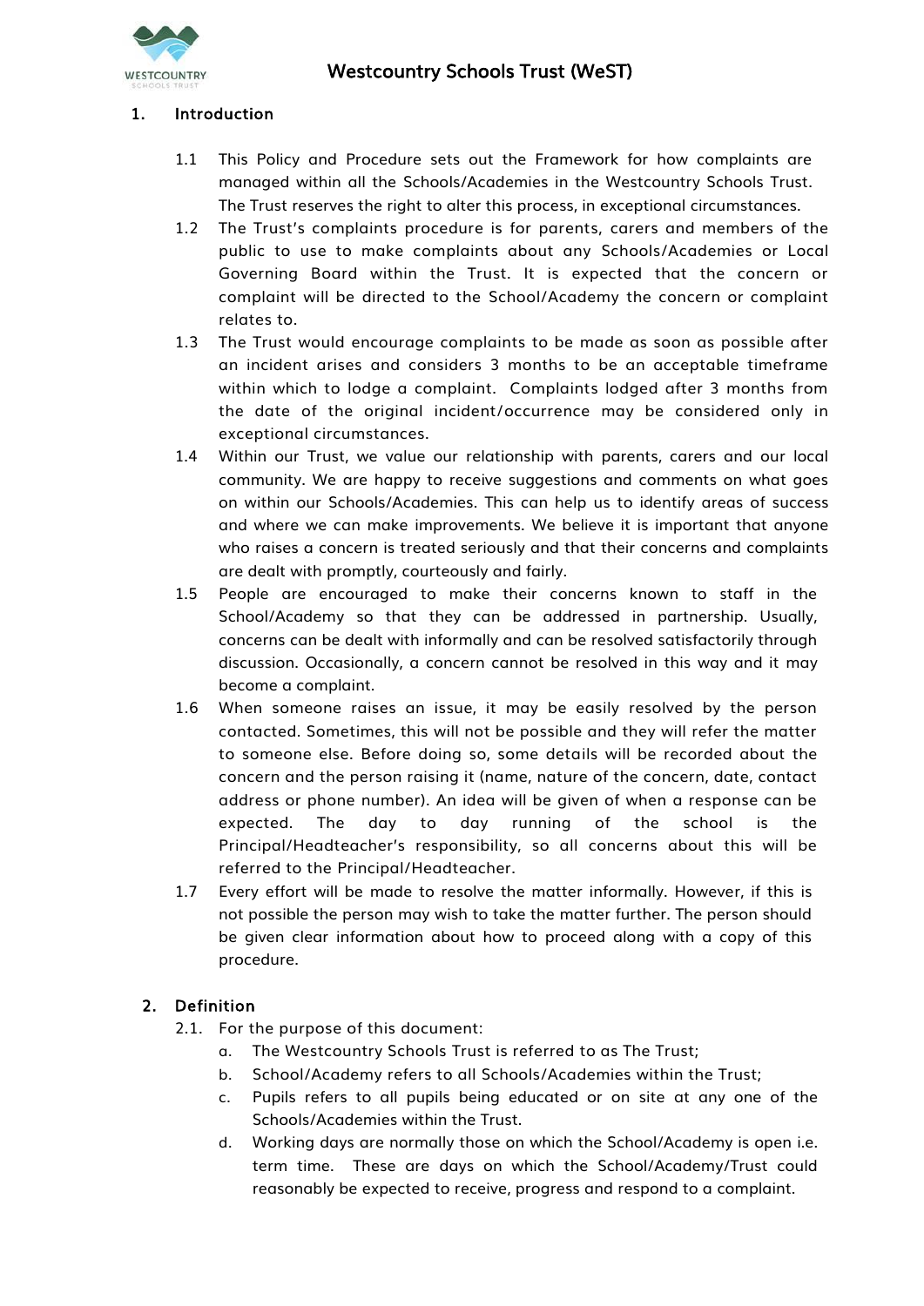## 1. Introduction

1.1 This Policy and Procedure sets out the Framework for how complaints are managed within all the Schools/Academies in the Westcountry Schools Trust. The Trust reserves the right to alter this process, in exceptional circumstances.

1.2 The Trust's complaints procedure is for parents, carers and members of the public to use to make complaints about any Schools/Academies or Local Governing Board within the Trust. It is expected that the concern or complaint will be directed to the School/Academy the concern or complaint relates to.

1.3 The Trust would encourage complaints to be made as soon as possible after an incident arises and considers 3 months to be an acceptable timeframe within which to lodge a complaint. Complaints lodged after 3 months from the date of the original incident/occurrence may be considered only in exceptional circumstances.

1.4 Within our Trust, we value our relationship with parents, carers and our local community. We are happy to receive suggestions and comments on what goes on within our Schools/Academies. This can help us to identify areas of success and where we can make improvements. We believe it is important that anyone who raises a concern is treated seriously and that their concerns and complaints are dealt with promptly, courteously and fairly.

1.5 People are encouraged to make their concerns known to staff in the School/Academy so that they can be addressed in partnership. Usually, concerns can be dealt with informally and can be resolved satisfactorily through discussion. Occasionally, a concern cannot be resolved in this way and it may become a complaint.

1.6 When someone raises an issue, it may be easily resolved by the person contacted. Sometimes, this will not be possible and they will refer the matter to someone else. Before doing so, some details will be recorded about the concern and the person raising it (name, nature of the concern, date, contact address or phone number). An idea will be given of when a response can be expected. The day to day running of the school is the Principal/Headteacher's responsibility, so all concerns about this will be referred to the Principal/Headteacher.

1.7 Every effort will be made to resolve the matter informally. However, if this is not possible the person may wish to take the matter further. The person should be given clear information about how to proceed along with a copy of this procedure.

## 2. Definition

2.1. For the purpose of this document:

a. The Westcountry Schools Trust is referred to as The Trust;

b. School/Academy refers to all Schools/Academies within the Trust;

c. Pupils refers to all pupils being educated or on site at any one of the Schools/Academies within the Trust.

d. Working days are normally those on which the School/Academy is open i.e. term time. These are days on which the School/Academy/Trust could reasonably be expected to receive, progress and respond to a complaint.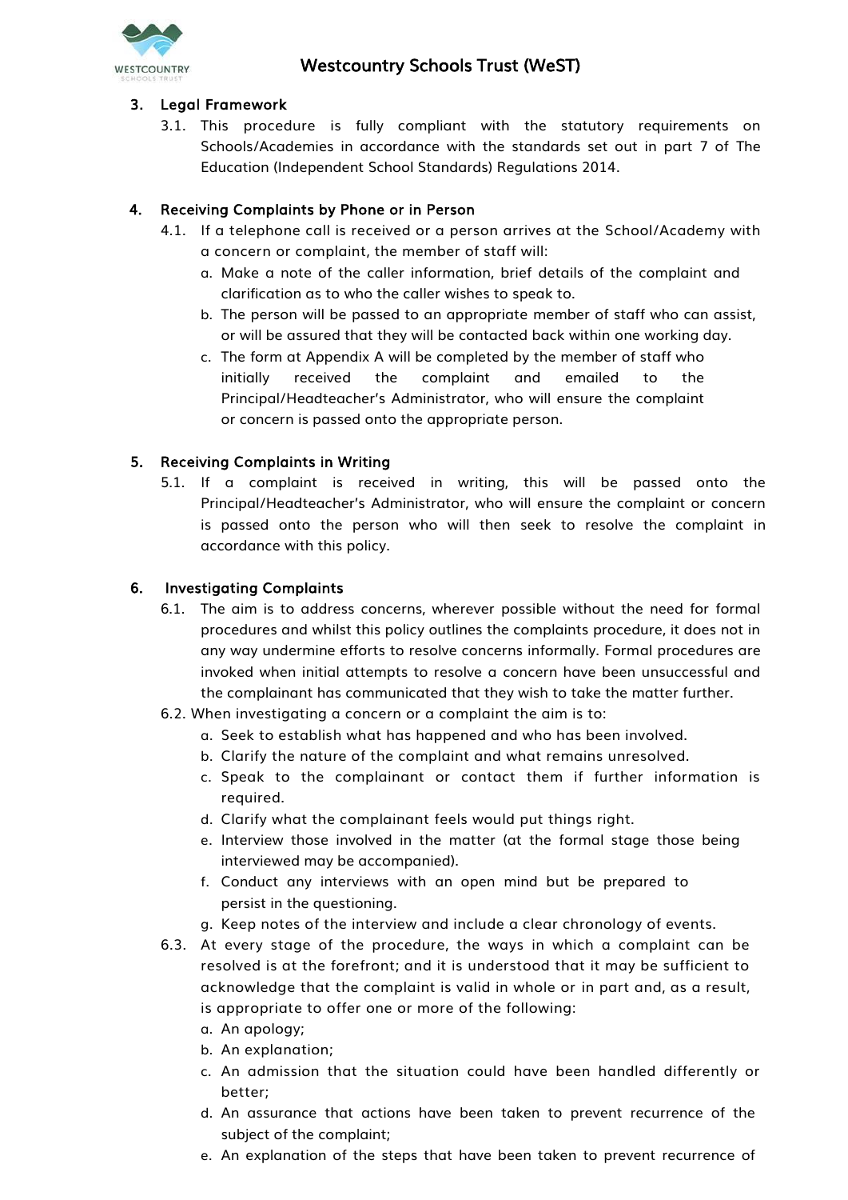## 3. Legal Framework

3.1. This procedure is fully compliant with the statutory requirements on Schools/Academies in accordance with the standards set out in part 7 of The Education (Independent School Standards) Regulations 2014.

## 4. Receiving Complaints by Phone or in Person

4.1. If a telephone call is received or a person arrives at the School/Academy with a concern or complaint, the member of staff will:

a. Make a note of the caller information, brief details of the complaint and clarification as to who the caller wishes to speak to.

b. The person will be passed to an appropriate member of staff who can assist, or will be assured that they will be contacted back within one working day.

c. The form at Appendix A will be completed by the member of staff who initially received the complaint and emailed to the Principal/Headteacher's Administrator, who will ensure the complaint or concern is passed onto the appropriate person.

## 5. Receiving Complaints in Writing

5.1. If a complaint is received in writing, this will be passed onto the Principal/Headteacher's Administrator, who will ensure the complaint or concern is passed onto the person who will then seek to resolve the complaint in accordance with this policy.

## 6. Investigating Complaints

6.1. The aim is to address concerns, wherever possible without the need for formal procedures and whilst this policy outlines the complaints procedure, it does not in any way undermine efforts to resolve concerns informally. Formal procedures are invoked when initial attempts to resolve a concern have been unsuccessful and the complainant has communicated that they wish to take the matter further.

6.2. When investigating a concern or a complaint the aim is to:

a. Seek to establish what has happened and who has been involved.

b. Clarify the nature of the complaint and what remains unresolved.

c. Speak to the complainant or contact them if further information is required.

d. Clarify what the complainant feels would put things right.

e. Interview those involved in the matter (at the formal stage those being interviewed may be accompanied).

f. Conduct any interviews with an open mind but be prepared to persist in the questioning.

g. Keep notes of the interview and include a clear chronology of events.

6.3. At every stage of the procedure, the ways in which a complaint can be resolved is at the forefront; and it is understood that it may be sufficient to acknowledge that the complaint is valid in whole or in part and, as a result, is appropriate to offer one or more of the following:

a. An apology;

b. An explanation;

c. An admission that the situation could have been handled differently or better;

d. An assurance that actions have been taken to prevent recurrence of the subject of the complaint;

e. An explanation of the steps that have been taken to prevent recurrence of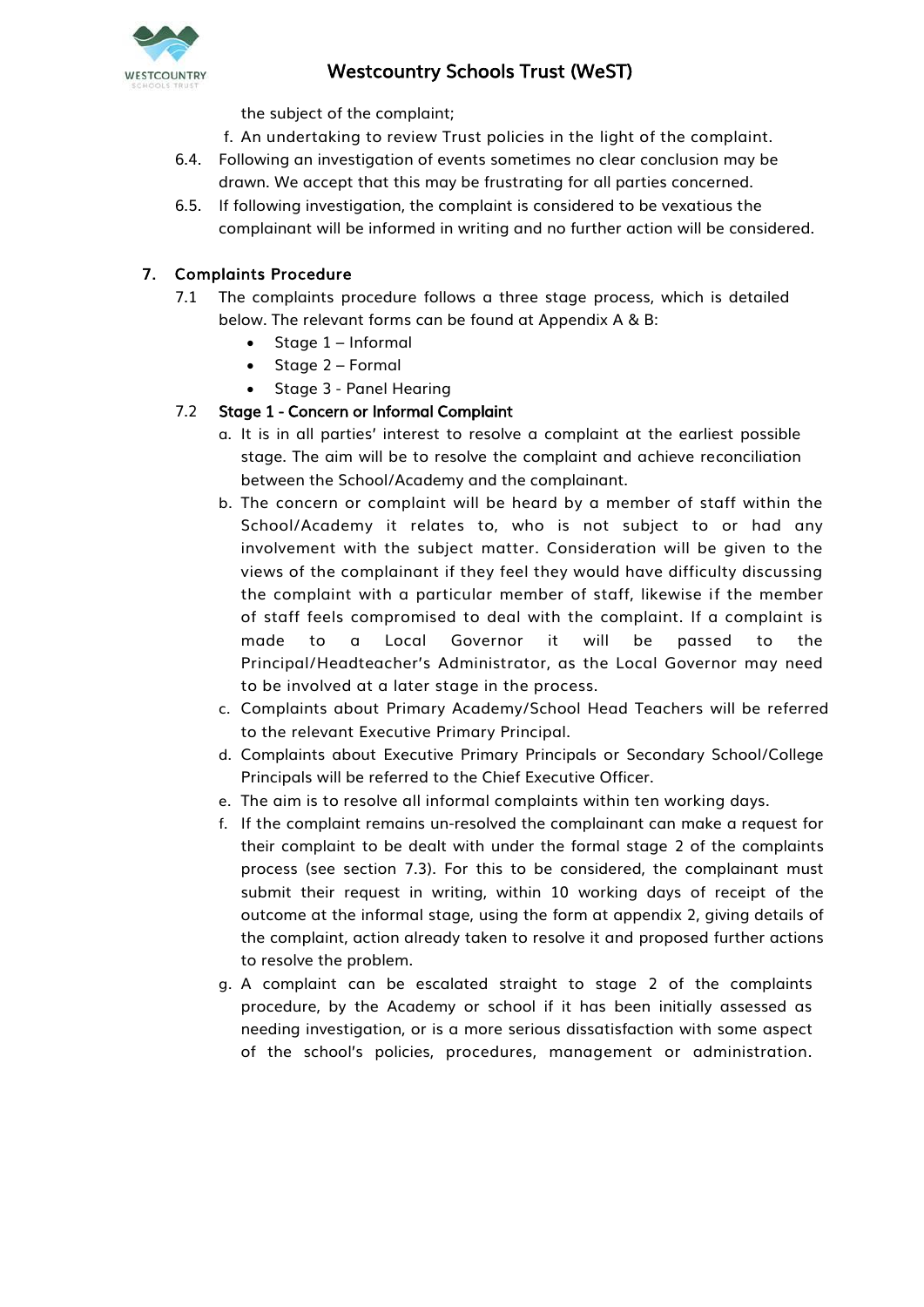the subject of the complaint;

f. An undertaking to review Trust policies in the light of the complaint.

6.4. Following an investigation of events sometimes no clear conclusion may be drawn. We accept that this may be frustrating for all parties concerned.

6.5. If following investigation, the complaint is considered to be vexatious the complainant will be informed in writing and no further action will be considered.

## 7. Complaints Procedure

7.1 The complaints procedure follows a three stage process, which is detailed below. The relevant forms can be found at Appendix A & B:

- Stage 1 – Informal
- Stage 2 – Formal
- Stage 3 - Panel Hearing

7.2 **Stage 1 - Concern or Informal Complaint**

a. It is in all parties' interest to resolve a complaint at the earliest possible stage. The aim will be to resolve the complaint and achieve reconciliation between the School/Academy and the complainant.

b. The concern or complaint will be heard by a member of staff within the School/Academy it relates to, who is not subject to or had any involvement with the subject matter. Consideration will be given to the views of the complainant if they feel they would have difficulty discussing the complaint with a particular member of staff, likewise if the member of staff feels compromised to deal with the complaint. If a complaint is made to a Local Governor it will be passed to the Principal/Headteacher's Administrator, as the Local Governor may need to be involved at a later stage in the process.

c. Complaints about Primary Academy/School Head Teachers will be referred to the relevant Executive Primary Principal.

d. Complaints about Executive Primary Principals or Secondary School/College Principals will be referred to the Chief Executive Officer.

e. The aim is to resolve all informal complaints within ten working days.

f. If the complaint remains un-resolved the complainant can make a request for their complaint to be dealt with under the formal stage 2 of the complaints process (see section 7.3). For this to be considered, the complainant must submit their request in writing, within 10 working days of receipt of the outcome at the informal stage, using the form at appendix 2, giving details of the complaint, action already taken to resolve it and proposed further actions to resolve the problem.

g. A complaint can be escalated straight to stage 2 of the complaints procedure, by the Academy or school if it has been initially assessed as needing investigation, or is a more serious dissatisfaction with some aspect of the school's policies, procedures, management or administration.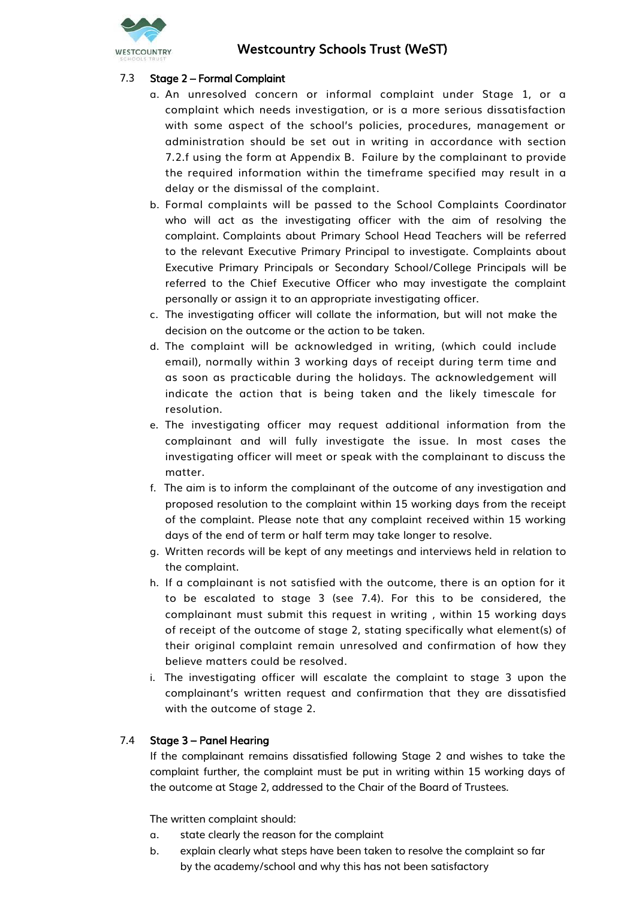### 7.3 Stage 2 – Formal Complaint

a. An unresolved concern or informal complaint under Stage 1, or a complaint which needs investigation, or is a more serious dissatisfaction with some aspect of the school's policies, procedures, management or administration should be set out in writing in accordance with section 7.2.f using the form at Appendix B. Failure by the complainant to provide the required information within the timeframe specified may result in a delay or the dismissal of the complaint.

b. Formal complaints will be passed to the School Complaints Coordinator who will act as the investigating officer with the aim of resolving the complaint. Complaints about Primary School Head Teachers will be referred to the relevant Executive Primary Principal to investigate. Complaints about Executive Primary Principals or Secondary School/College Principals will be referred to the Chief Executive Officer who may investigate the complaint personally or assign it to an appropriate investigating officer.

c. The investigating officer will collate the information, but will not make the decision on the outcome or the action to be taken.

d. The complaint will be acknowledged in writing, (which could include email), normally within 3 working days of receipt during term time and as soon as practicable during the holidays. The acknowledgement will indicate the action that is being taken and the likely timescale for resolution.

e. The investigating officer may request additional information from the complainant and will fully investigate the issue. In most cases the investigating officer will meet or speak with the complainant to discuss the matter.

f. The aim is to inform the complainant of the outcome of any investigation and proposed resolution to the complaint within 15 working days from the receipt of the complaint. Please note that any complaint received within 15 working days of the end of term or half term may take longer to resolve.

g. Written records will be kept of any meetings and interviews held in relation to the complaint.

h. If a complainant is not satisfied with the outcome, there is an option for it to be escalated to stage 3 (see 7.4). For this to be considered, the complainant must submit this request in writing , within 15 working days of receipt of the outcome of stage 2, stating specifically what element(s) of their original complaint remain unresolved and confirmation of how they believe matters could be resolved.

i. The investigating officer will escalate the complaint to stage 3 upon the complainant's written request and confirmation that they are dissatisfied with the outcome of stage 2.

### 7.4 Stage 3 – Panel Hearing

If the complainant remains dissatisfied following Stage 2 and wishes to take the complaint further, the complaint must be put in writing within 15 working days of the outcome at Stage 2, addressed to the Chair of the Board of Trustees.

The written complaint should:

a. state clearly the reason for the complaint

b. explain clearly what steps have been taken to resolve the complaint so far by the academy/school and why this has not been satisfactory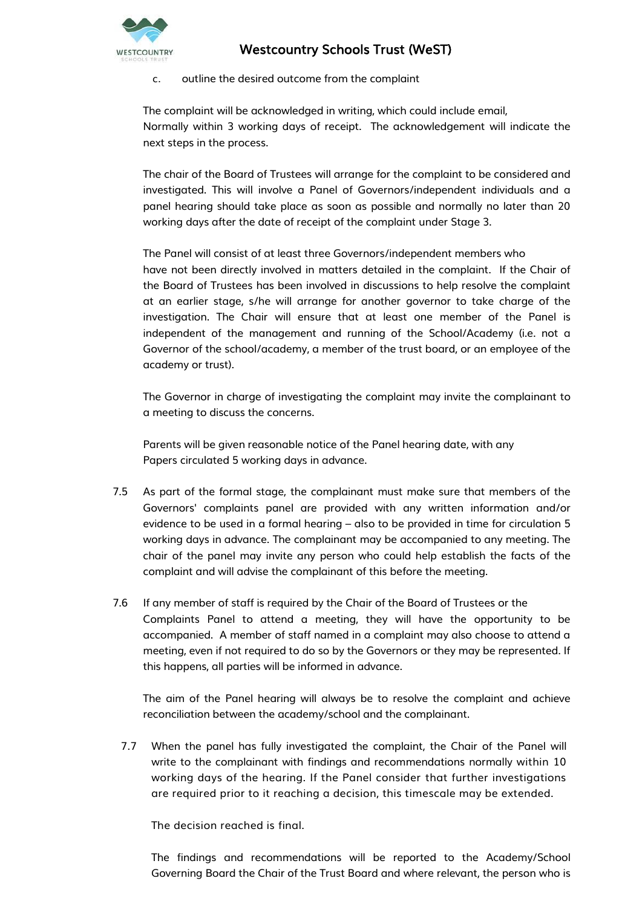c. outline the desired outcome from the complaint

The complaint will be acknowledged in writing, which could include email, Normally within 3 working days of receipt. The acknowledgement will indicate the next steps in the process.

The chair of the Board of Trustees will arrange for the complaint to be considered and investigated. This will involve a Panel of Governors/independent individuals and a panel hearing should take place as soon as possible and normally no later than 20 working days after the date of receipt of the complaint under Stage 3.

The Panel will consist of at least three Governors/independent members who have not been directly involved in matters detailed in the complaint. If the Chair of the Board of Trustees has been involved in discussions to help resolve the complaint at an earlier stage, s/he will arrange for another governor to take charge of the investigation. The Chair will ensure that at least one member of the Panel is independent of the management and running of the School/Academy (i.e. not a Governor of the school/academy, a member of the trust board, or an employee of the academy or trust).

The Governor in charge of investigating the complaint may invite the complainant to a meeting to discuss the concerns.

Parents will be given reasonable notice of the Panel hearing date, with any Papers circulated 5 working days in advance.

7.5 As part of the formal stage, the complainant must make sure that members of the Governors' complaints panel are provided with any written information and/or evidence to be used in a formal hearing – also to be provided in time for circulation 5 working days in advance. The complainant may be accompanied to any meeting. The chair of the panel may invite any person who could help establish the facts of the complaint and will advise the complainant of this before the meeting.

7.6 If any member of staff is required by the Chair of the Board of Trustees or the Complaints Panel to attend a meeting, they will have the opportunity to be accompanied. A member of staff named in a complaint may also choose to attend a meeting, even if not required to do so by the Governors or they may be represented. If this happens, all parties will be informed in advance.

The aim of the Panel hearing will always be to resolve the complaint and achieve reconciliation between the academy/school and the complainant.

7.7 When the panel has fully investigated the complaint, the Chair of the Panel will write to the complainant with findings and recommendations normally within 10 working days of the hearing. If the Panel consider that further investigations are required prior to it reaching a decision, this timescale may be extended.

The decision reached is final.

The findings and recommendations will be reported to the Academy/School Governing Board the Chair of the Trust Board and where relevant, the person who is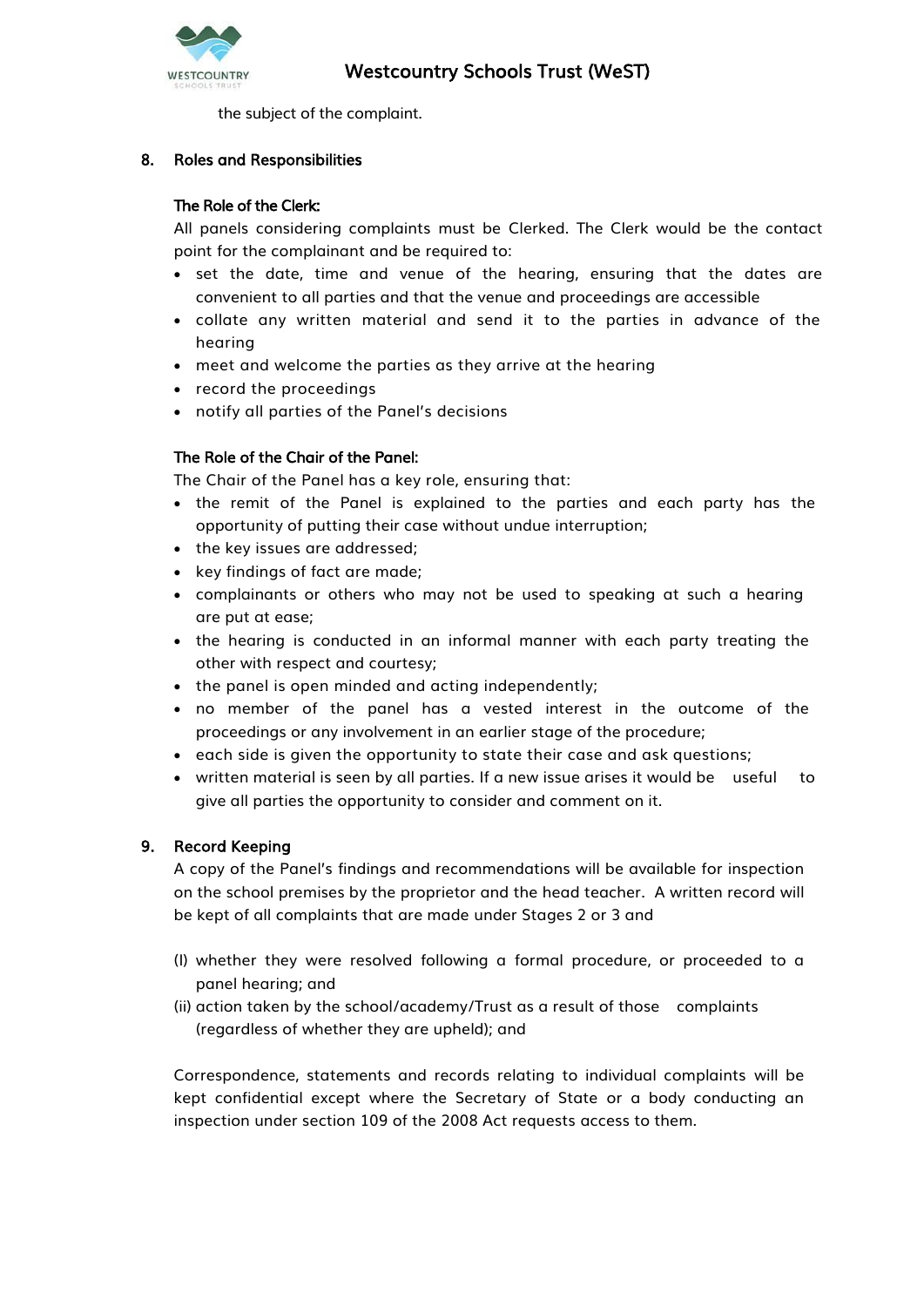the subject of the complaint.

## 8. Roles and Responsibilities

### The Role of the Clerk:

All panels considering complaints must be Clerked. The Clerk would be the contact point for the complainant and be required to:

- set the date, time and venue of the hearing, ensuring that the dates are convenient to all parties and that the venue and proceedings are accessible
- collate any written material and send it to the parties in advance of the hearing
- meet and welcome the parties as they arrive at the hearing
- record the proceedings
- notify all parties of the Panel's decisions

### The Role of the Chair of the Panel:

The Chair of the Panel has a key role, ensuring that:

- the remit of the Panel is explained to the parties and each party has the opportunity of putting their case without undue interruption;
- the key issues are addressed;
- key findings of fact are made;
- complainants or others who may not be used to speaking at such a hearing are put at ease;
- the hearing is conducted in an informal manner with each party treating the other with respect and courtesy;
- the panel is open minded and acting independently;
- no member of the panel has a vested interest in the outcome of the proceedings or any involvement in an earlier stage of the procedure;
- each side is given the opportunity to state their case and ask questions;
- written material is seen by all parties. If a new issue arises it would be useful to give all parties the opportunity to consider and comment on it.

## 9. Record Keeping

A copy of the Panel's findings and recommendations will be available for inspection on the school premises by the proprietor and the head teacher. A written record will be kept of all complaints that are made under Stages 2 or 3 and

(I) whether they were resolved following a formal procedure, or proceeded to a panel hearing; and

(ii) action taken by the school/academy/Trust as a result of those complaints (regardless of whether they are upheld); and

Correspondence, statements and records relating to individual complaints will be kept confidential except where the Secretary of State or a body conducting an inspection under section 109 of the 2008 Act requests access to them.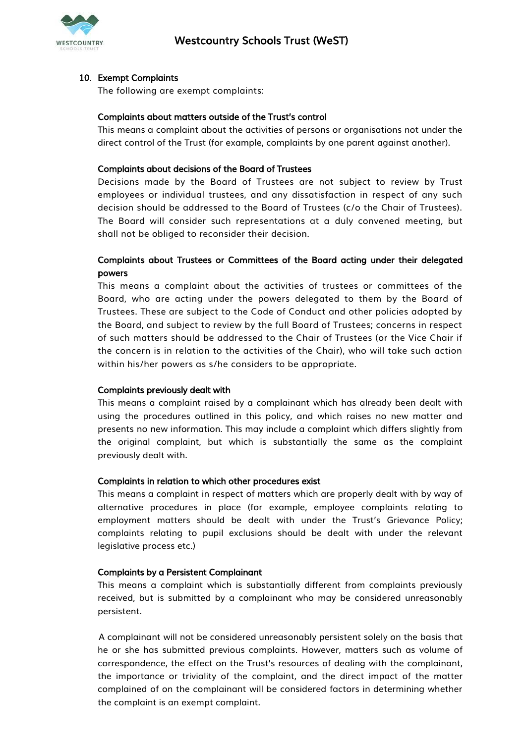## 10. Exempt Complaints

The following are exempt complaints:

### Complaints about matters outside of the Trust's control

This means a complaint about the activities of persons or organisations not under the direct control of the Trust (for example, complaints by one parent against another).

### Complaints about decisions of the Board of Trustees

Decisions made by the Board of Trustees are not subject to review by Trust employees or individual trustees, and any dissatisfaction in respect of any such decision should be addressed to the Board of Trustees (c/o the Chair of Trustees). The Board will consider such representations at a duly convened meeting, but shall not be obliged to reconsider their decision.

### Complaints about Trustees or Committees of the Board acting under their delegated powers

This means a complaint about the activities of trustees or committees of the Board, who are acting under the powers delegated to them by the Board of Trustees. These are subject to the Code of Conduct and other policies adopted by the Board, and subject to review by the full Board of Trustees; concerns in respect of such matters should be addressed to the Chair of Trustees (or the Vice Chair if the concern is in relation to the activities of the Chair), who will take such action within his/her powers as s/he considers to be appropriate.

### Complaints previously dealt with

This means a complaint raised by a complainant which has already been dealt with using the procedures outlined in this policy, and which raises no new matter and presents no new information. This may include a complaint which differs slightly from the original complaint, but which is substantially the same as the complaint previously dealt with.

### Complaints in relation to which other procedures exist

This means a complaint in respect of matters which are properly dealt with by way of alternative procedures in place (for example, employee complaints relating to employment matters should be dealt with under the Trust's Grievance Policy; complaints relating to pupil exclusions should be dealt with under the relevant legislative process etc.)

### Complaints by a Persistent Complainant

This means a complaint which is substantially different from complaints previously received, but is submitted by a complainant who may be considered unreasonably persistent.

A complainant will not be considered unreasonably persistent solely on the basis that he or she has submitted previous complaints. However, matters such as volume of correspondence, the effect on the Trust's resources of dealing with the complainant, the importance or triviality of the complaint, and the direct impact of the matter complained of on the complainant will be considered factors in determining whether the complaint is an exempt complaint.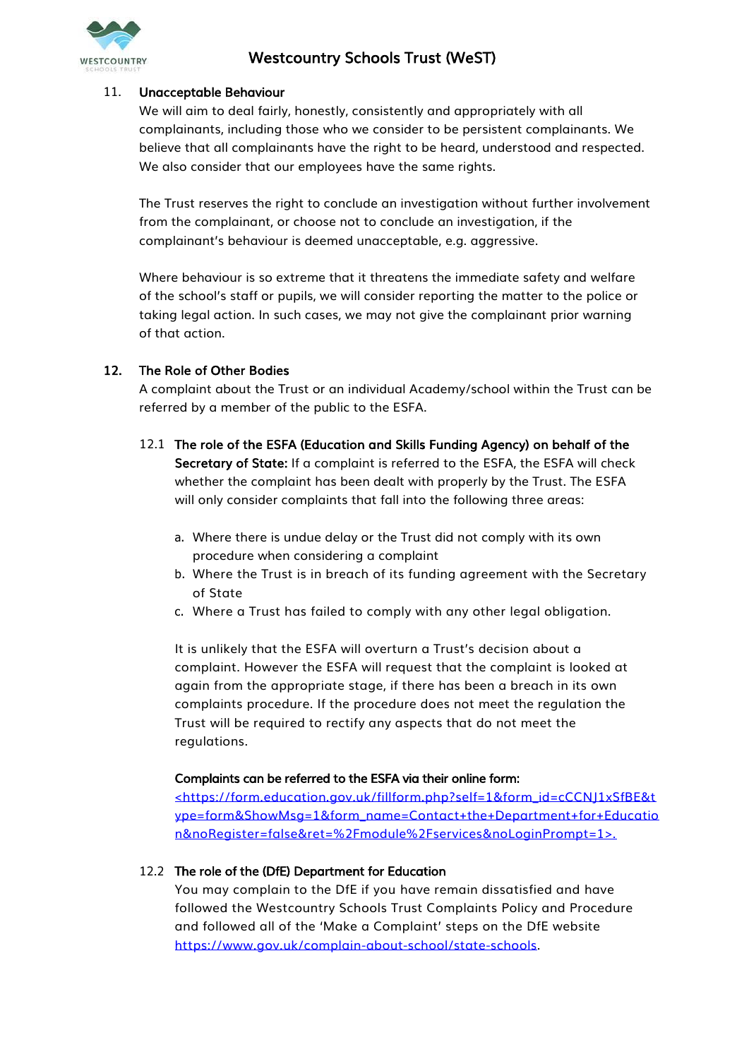## 11. Unacceptable Behaviour

We will aim to deal fairly, honestly, consistently and appropriately with all complainants, including those who we consider to be persistent complainants. We believe that all complainants have the right to be heard, understood and respected. We also consider that our employees have the same rights.

The Trust reserves the right to conclude an investigation without further involvement from the complainant, or choose not to conclude an investigation, if the complainant's behaviour is deemed unacceptable, e.g. aggressive.

Where behaviour is so extreme that it threatens the immediate safety and welfare of the school's staff or pupils, we will consider reporting the matter to the police or taking legal action. In such cases, we may not give the complainant prior warning of that action.

## 12. The Role of Other Bodies

A complaint about the Trust or an individual Academy/school within the Trust can be referred by a member of the public to the ESFA.

### 12.1 The role of the ESFA (Education and Skills Funding Agency) on behalf of the Secretary of State:

**12.1 The role of the ESFA (Education and Skills Funding Agency) on behalf of the Secretary of State:** If a complaint is referred to the ESFA, the ESFA will check whether the complaint has been dealt with properly by the Trust. The ESFA will only consider complaints that fall into the following three areas:

a. Where there is undue delay or the Trust did not comply with its own procedure when considering a complaint
b. Where the Trust is in breach of its funding agreement with the Secretary of State
c. Where a Trust has failed to comply with any other legal obligation.

It is unlikely that the ESFA will overturn a Trust's decision about a complaint. However the ESFA will request that the complaint is looked at again from the appropriate stage, if there has been a breach in its own complaints procedure. If the procedure does not meet the regulation the Trust will be required to rectify any aspects that do not meet the regulations.

**Complaints can be referred to the ESFA via their online form:**
<https://form.education.gov.uk/fillform.php?self=1&form_id=cCCNJ1xSfBE&type=form&ShowMsg=1&form_name=Contact+the+Department+for+Education&noRegister=false&ret=%2Fmodule%2Fservices&noLoginPrompt=1>.

### 12.2 The role of the (DfE) Department for Education

You may complain to the DfE if you have remain dissatisfied and have followed the Westcountry Schools Trust Complaints Policy and Procedure and followed all of the 'Make a Complaint' steps on the DfE website https://www.gov.uk/complain-about-school/state-schools.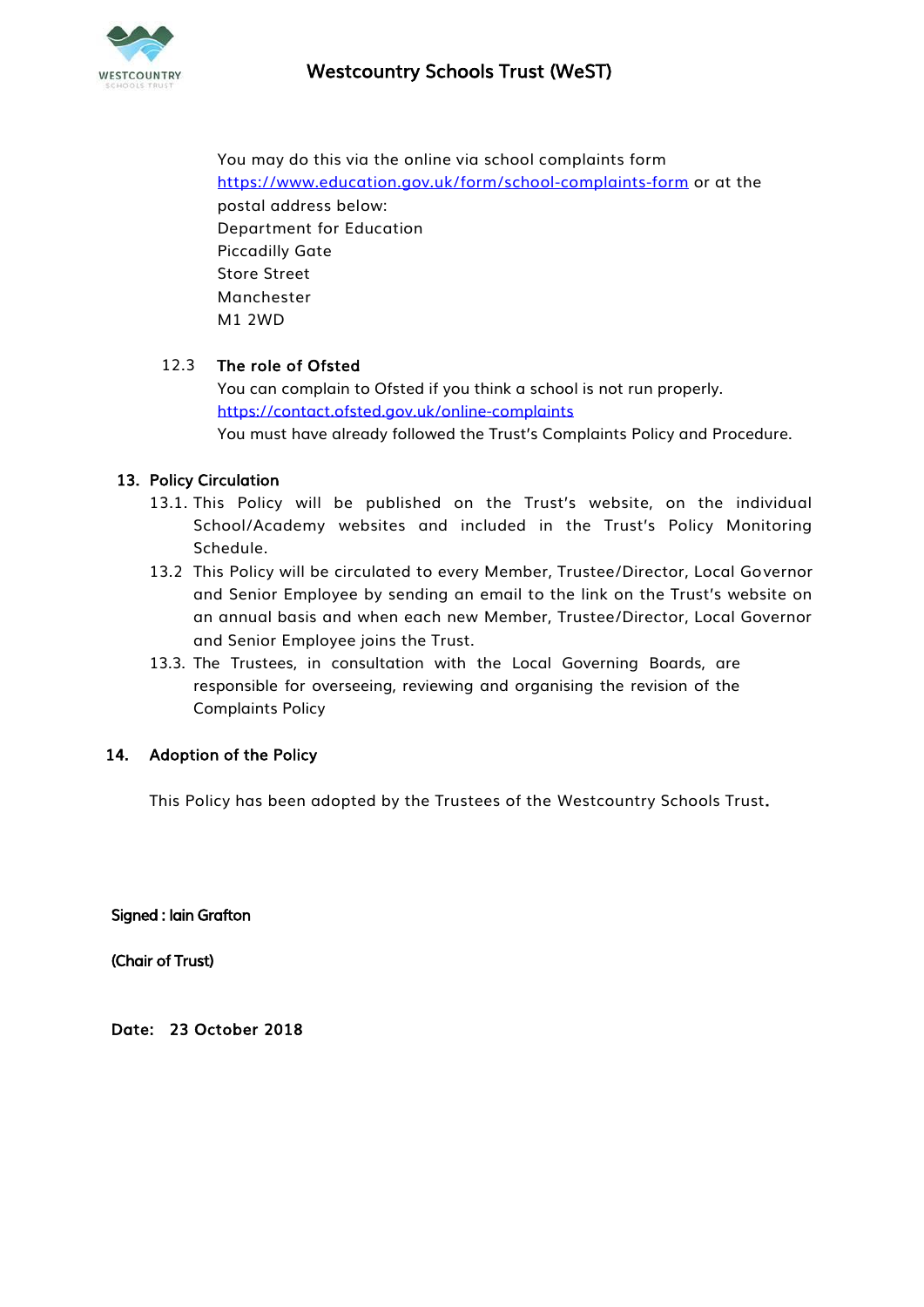You may do this via the online via school complaints form https://www.education.gov.uk/form/school-complaints-form or at the postal address below:

Department for Education
Piccadilly Gate
Store Street
Manchester
M1 2WD

12.3 **The role of Ofsted**

You can complain to Ofsted if you think a school is not run properly.
https://contact.ofsted.gov.uk/online-complaints
You must have already followed the Trust's Complaints Policy and Procedure.

## 13. Policy Circulation

13.1. This Policy will be published on the Trust's website, on the individual School/Academy websites and included in the Trust's Policy Monitoring Schedule.

13.2 This Policy will be circulated to every Member, Trustee/Director, Local Governor and Senior Employee by sending an email to the link on the Trust's website on an annual basis and when each new Member, Trustee/Director, Local Governor and Senior Employee joins the Trust.

13.3. The Trustees, in consultation with the Local Governing Boards, are responsible for overseeing, reviewing and organising the revision of the Complaints Policy

## 14. Adoption of the Policy

This Policy has been adopted by the Trustees of the Westcountry Schools Trust.

**Signed : Iain Grafton**

**(Chair of Trust)**

**Date: 23 October 2018**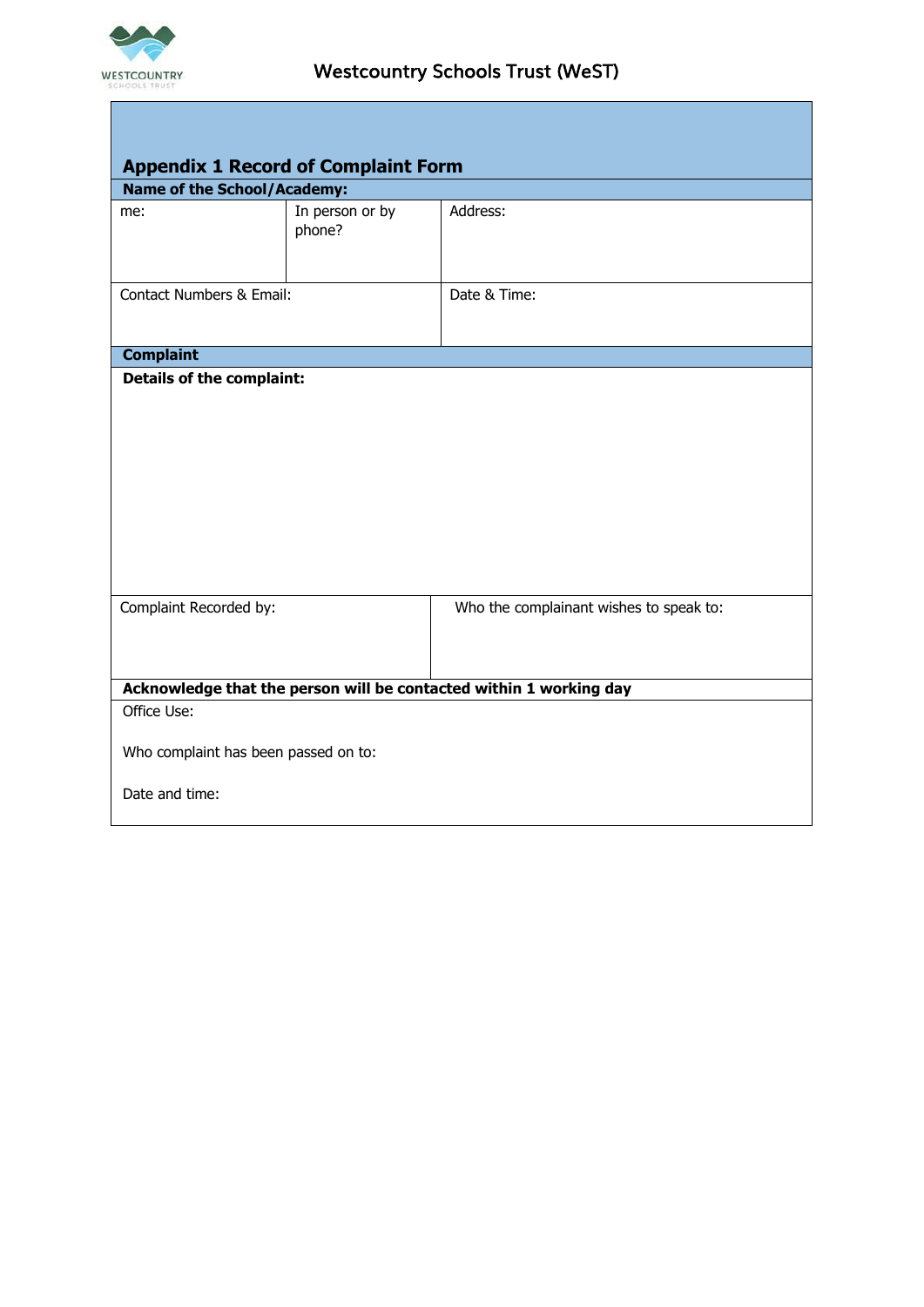Westcountry Schools Trust (WeST)

## Appendix 1 Record of Complaint Form

**Name of the School/Academy:**

| me: | In person or by phone? | Address: |
|---|---|---|
| Contact Numbers & Email: | | Date & Time: |

**Complaint**

**Details of the complaint:**

| Complaint Recorded by: | Who the complainant wishes to speak to: |
|---|---|

**Acknowledge that the person will be contacted within 1 working day**

Office Use:

Who complaint has been passed on to:

Date and time: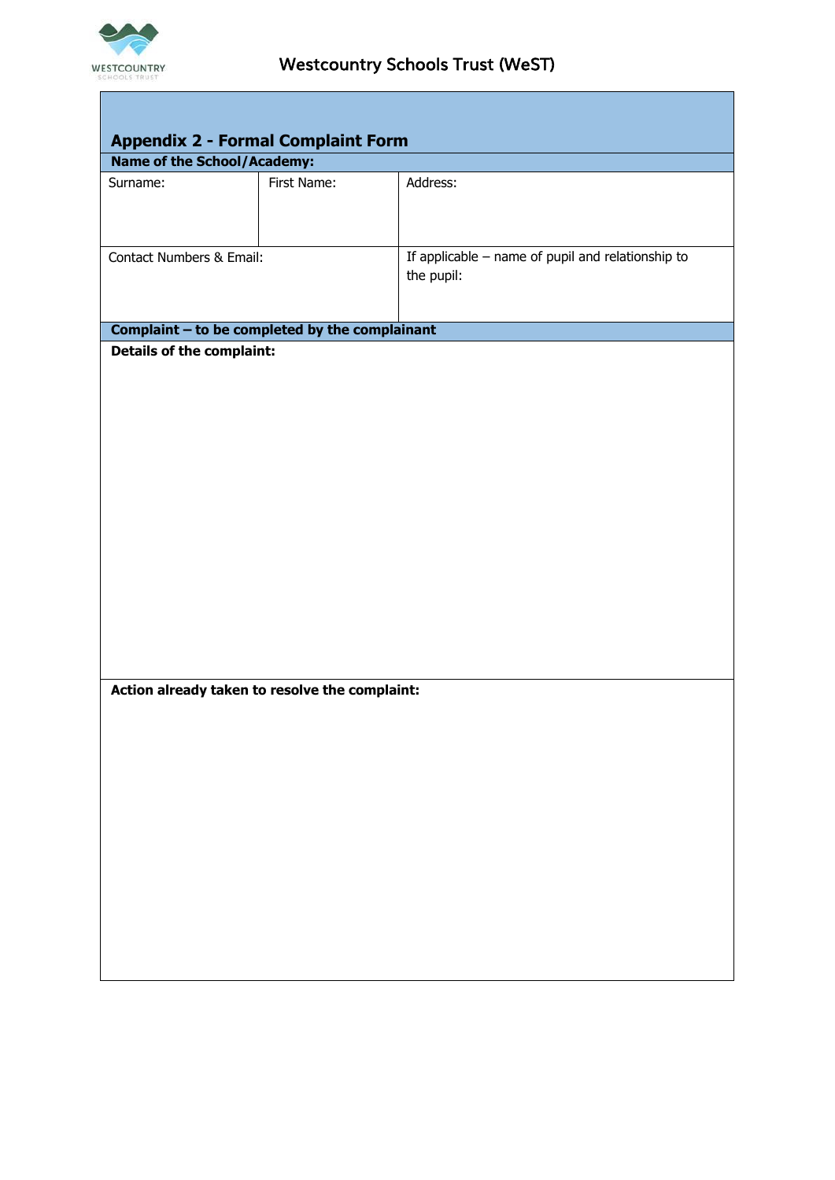Westcountry Schools Trust (WeST)

## Appendix 2 - Formal Complaint Form

| **Name of the School/Academy:** | | |
|---|---|---|
| Surname: | First Name: | Address: |
| Contact Numbers & Email: | | If applicable – name of pupil and relationship to the pupil: |

| **Complaint – to be completed by the complainant** |
|---|
| **Details of the complaint:** |
| **Action already taken to resolve the complaint:** |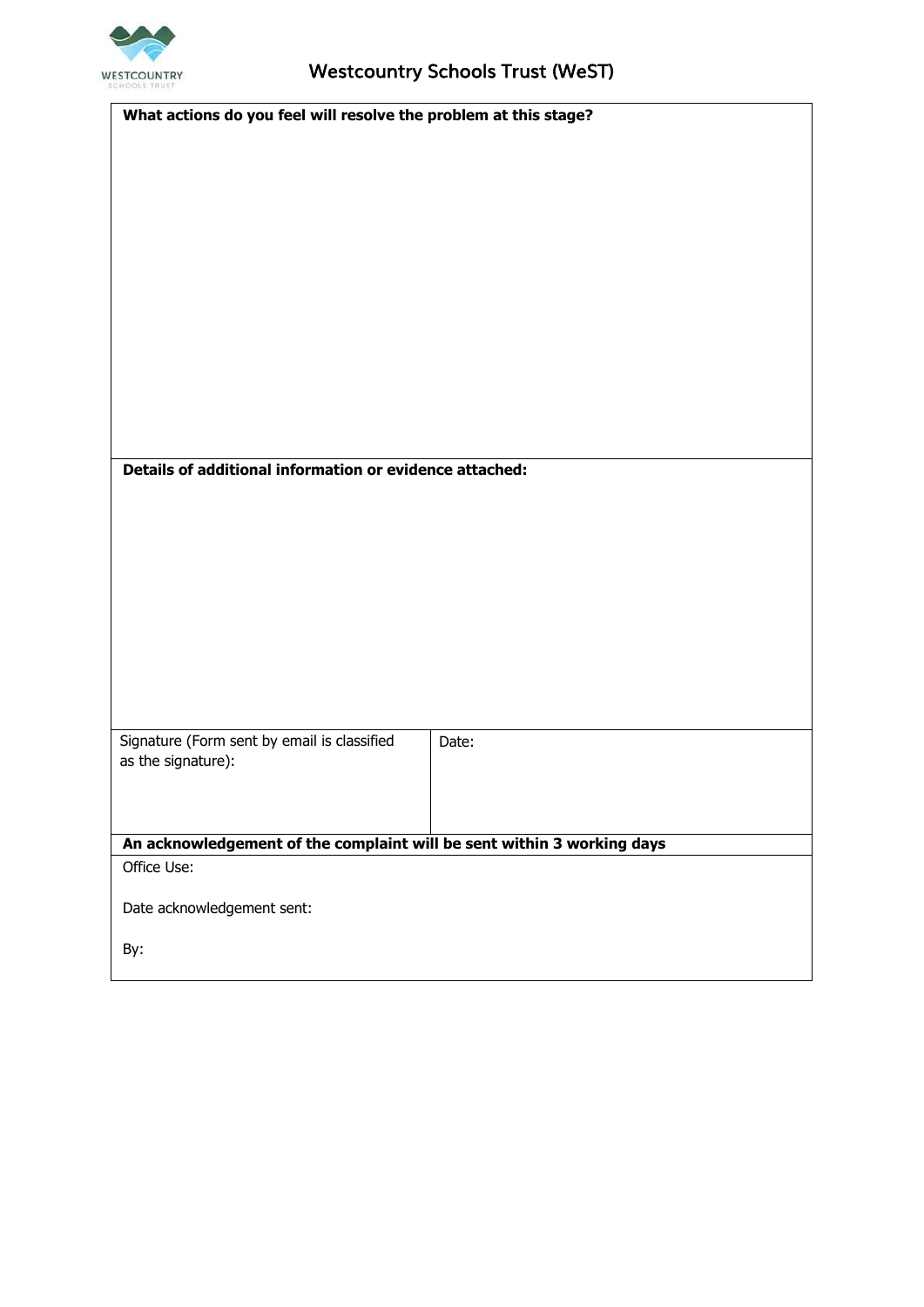| **What actions do you feel will resolve the problem at this stage?** | |
|---|---|
| | |
| **Details of additional information or evidence attached:** | |
| | |
| Signature (Form sent by email is classified as the signature): | Date: |
| **An acknowledgement of the complaint will be sent within 3 working days** | |
| Office Use:<br><br>Date acknowledgement sent:<br><br>By: | |